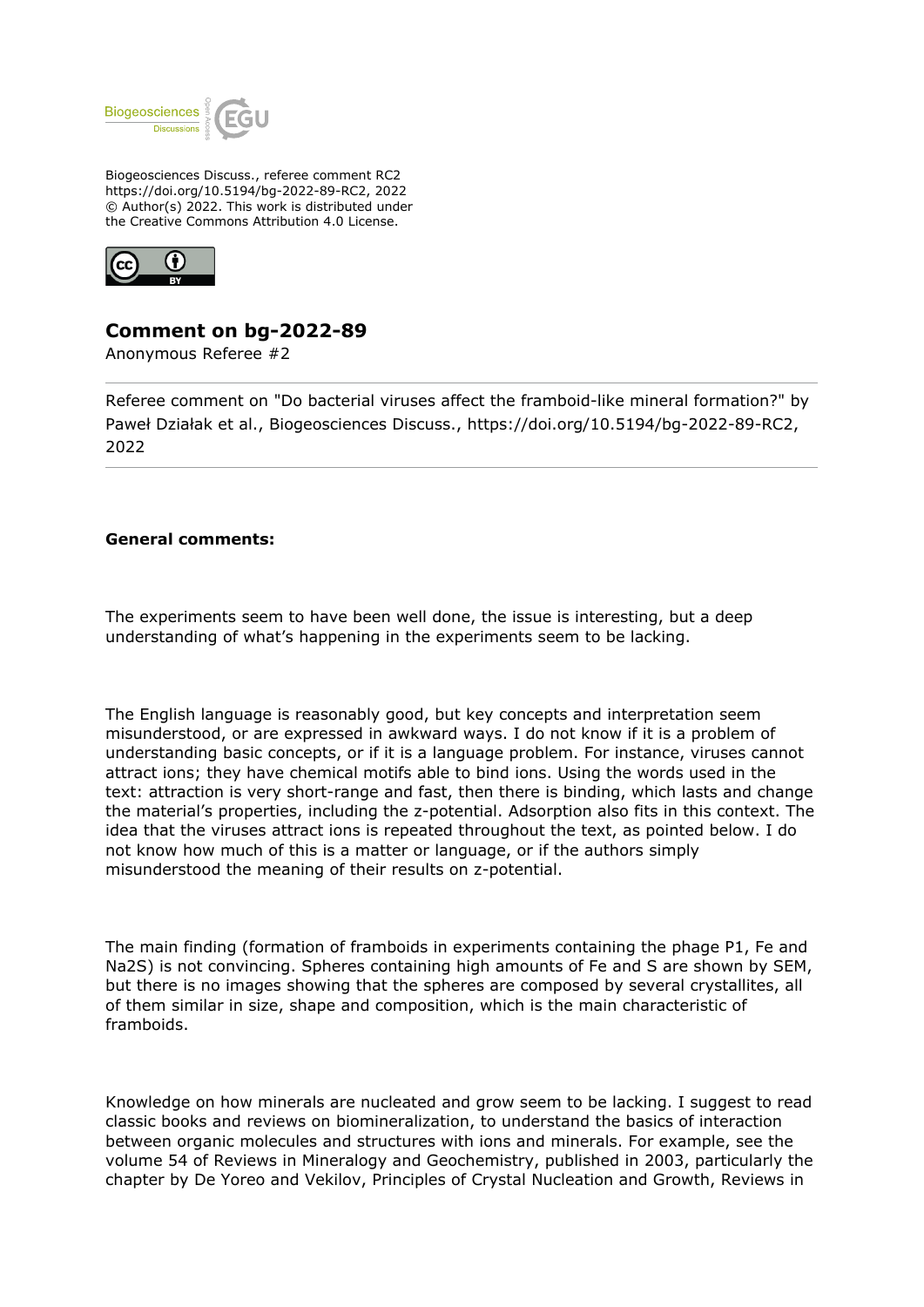Biogeosciences Discuss., referee comment RC2
https://doi.org/10.5194/bg-2022-89-RC2, 2022
© Author(s) 2022. This work is distributed under
the Creative Commons Attribution 4.0 License.

# Comment on bg-2022-89

Anonymous Referee #2

---

Referee comment on "Do bacterial viruses affect the framboid-like mineral formation?" by Paweł Działak et al., Biogeosciences Discuss., https://doi.org/10.5194/bg-2022-89-RC2, 2022

---

**General comments:**

The experiments seem to have been well done, the issue is interesting, but a deep understanding of what's happening in the experiments seem to be lacking.

The English language is reasonably good, but key concepts and interpretation seem misunderstood, or are expressed in awkward ways. I do not know if it is a problem of understanding basic concepts, or if it is a language problem. For instance, viruses cannot attract ions; they have chemical motifs able to bind ions. Using the words used in the text: attraction is very short-range and fast, then there is binding, which lasts and change the material's properties, including the z-potential. Adsorption also fits in this context. The idea that the viruses attract ions is repeated throughout the text, as pointed below. I do not know how much of this is a matter or language, or if the authors simply misunderstood the meaning of their results on z-potential.

The main finding (formation of framboids in experiments containing the phage P1, Fe and Na2S) is not convincing. Spheres containing high amounts of Fe and S are shown by SEM, but there is no images showing that the spheres are composed by several crystallites, all of them similar in size, shape and composition, which is the main characteristic of framboids.

Knowledge on how minerals are nucleated and grow seem to be lacking. I suggest to read classic books and reviews on biomineralization, to understand the basics of interaction between organic molecules and structures with ions and minerals. For example, see the volume 54 of Reviews in Mineralogy and Geochemistry, published in 2003, particularly the chapter by De Yoreo and Vekilov, Principles of Crystal Nucleation and Growth, Reviews in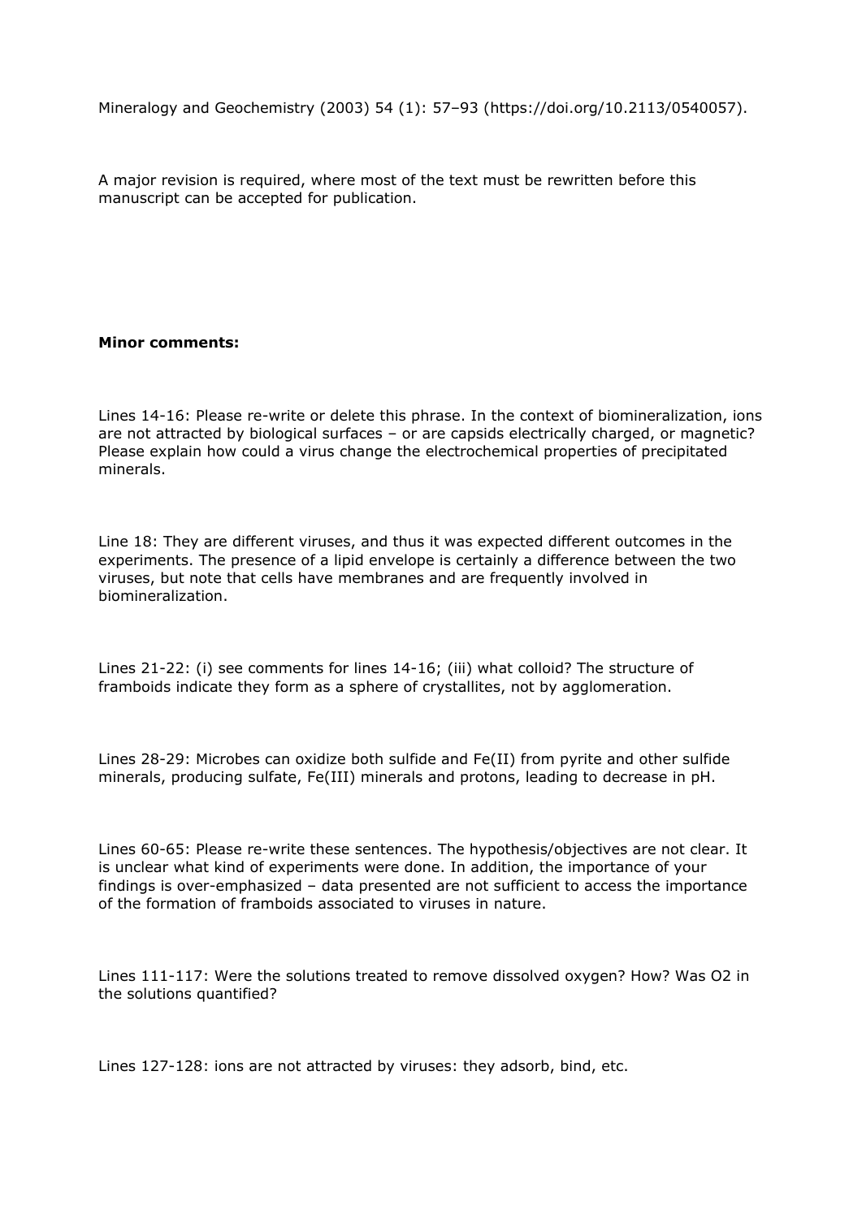Mineralogy and Geochemistry (2003) 54 (1): 57–93 (https://doi.org/10.2113/0540057).

A major revision is required, where most of the text must be rewritten before this manuscript can be accepted for publication.

**Minor comments:**

Lines 14-16: Please re-write or delete this phrase. In the context of biomineralization, ions are not attracted by biological surfaces – or are capsids electrically charged, or magnetic? Please explain how could a virus change the electrochemical properties of precipitated minerals.

Line 18: They are different viruses, and thus it was expected different outcomes in the experiments. The presence of a lipid envelope is certainly a difference between the two viruses, but note that cells have membranes and are frequently involved in biomineralization.

Lines 21-22: (i) see comments for lines 14-16; (iii) what colloid? The structure of framboids indicate they form as a sphere of crystallites, not by agglomeration.

Lines 28-29: Microbes can oxidize both sulfide and Fe(II) from pyrite and other sulfide minerals, producing sulfate, Fe(III) minerals and protons, leading to decrease in pH.

Lines 60-65: Please re-write these sentences. The hypothesis/objectives are not clear. It is unclear what kind of experiments were done. In addition, the importance of your findings is over-emphasized – data presented are not sufficient to access the importance of the formation of framboids associated to viruses in nature.

Lines 111-117: Were the solutions treated to remove dissolved oxygen? How? Was $O_2$ in the solutions quantified?

Lines 127-128: ions are not attracted by viruses: they adsorb, bind, etc.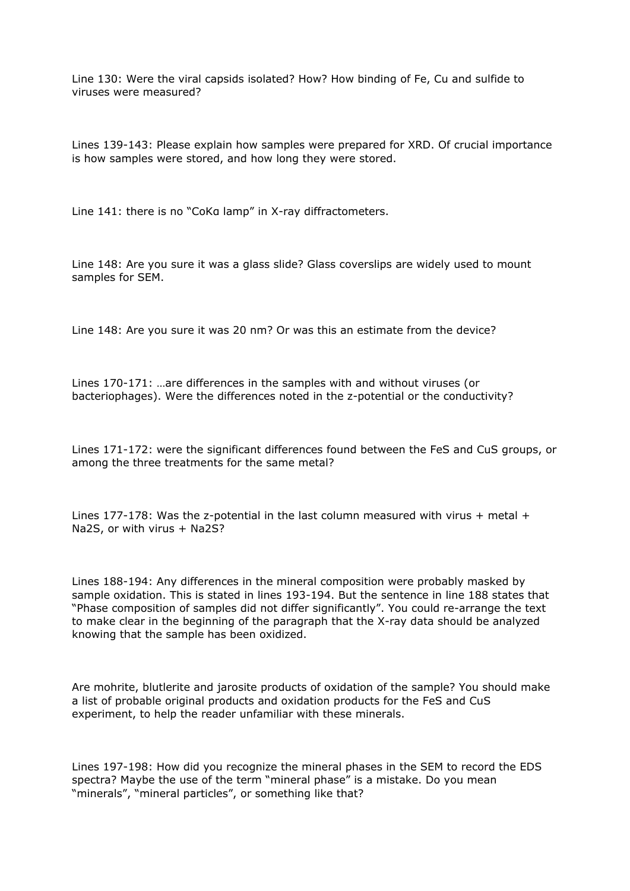Line 130: Were the viral capsids isolated? How? How binding of Fe, Cu and sulfide to viruses were measured?

Lines 139-143: Please explain how samples were prepared for XRD. Of crucial importance is how samples were stored, and how long they were stored.

Line 141: there is no "CoKα lamp" in X-ray diffractometers.

Line 148: Are you sure it was a glass slide? Glass coverslips are widely used to mount samples for SEM.

Line 148: Are you sure it was 20 nm? Or was this an estimate from the device?

Lines 170-171: …are differences in the samples with and without viruses (or bacteriophages). Were the differences noted in the z-potential or the conductivity?

Lines 171-172: were the significant differences found between the FeS and CuS groups, or among the three treatments for the same metal?

Lines 177-178: Was the z-potential in the last column measured with virus + metal + Na2S, or with virus + Na2S?

Lines 188-194: Any differences in the mineral composition were probably masked by sample oxidation. This is stated in lines 193-194. But the sentence in line 188 states that "Phase composition of samples did not differ significantly". You could re-arrange the text to make clear in the beginning of the paragraph that the X-ray data should be analyzed knowing that the sample has been oxidized.

Are mohrite, blutlerite and jarosite products of oxidation of the sample? You should make a list of probable original products and oxidation products for the FeS and CuS experiment, to help the reader unfamiliar with these minerals.

Lines 197-198: How did you recognize the mineral phases in the SEM to record the EDS spectra? Maybe the use of the term "mineral phase" is a mistake. Do you mean "minerals", "mineral particles", or something like that?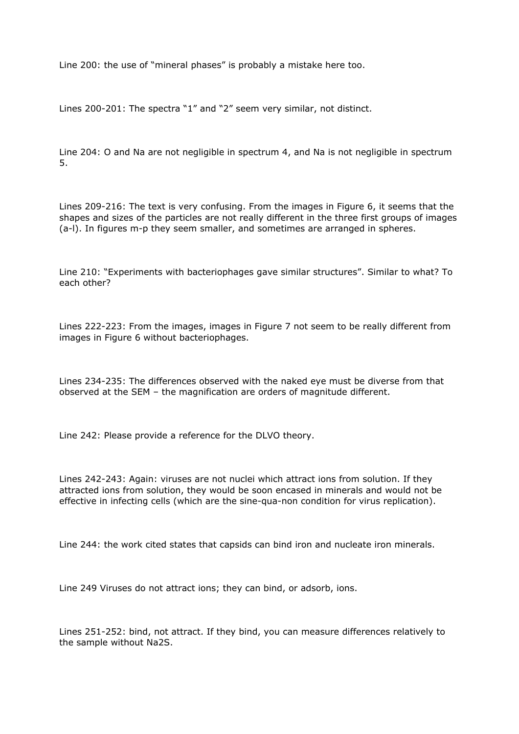Line 200: the use of "mineral phases" is probably a mistake here too.

Lines 200-201: The spectra "1" and "2" seem very similar, not distinct.

Line 204: O and Na are not negligible in spectrum 4, and Na is not negligible in spectrum 5.

Lines 209-216: The text is very confusing. From the images in Figure 6, it seems that the shapes and sizes of the particles are not really different in the three first groups of images (a-l). In figures m-p they seem smaller, and sometimes are arranged in spheres.

Line 210: "Experiments with bacteriophages gave similar structures". Similar to what? To each other?

Lines 222-223: From the images, images in Figure 7 not seem to be really different from images in Figure 6 without bacteriophages.

Lines 234-235: The differences observed with the naked eye must be diverse from that observed at the SEM – the magnification are orders of magnitude different.

Line 242: Please provide a reference for the DLVO theory.

Lines 242-243: Again: viruses are not nuclei which attract ions from solution. If they attracted ions from solution, they would be soon encased in minerals and would not be effective in infecting cells (which are the sine-qua-non condition for virus replication).

Line 244: the work cited states that capsids can bind iron and nucleate iron minerals.

Line 249 Viruses do not attract ions; they can bind, or adsorb, ions.

Lines 251-252: bind, not attract. If they bind, you can measure differences relatively to the sample without $Na_2S$.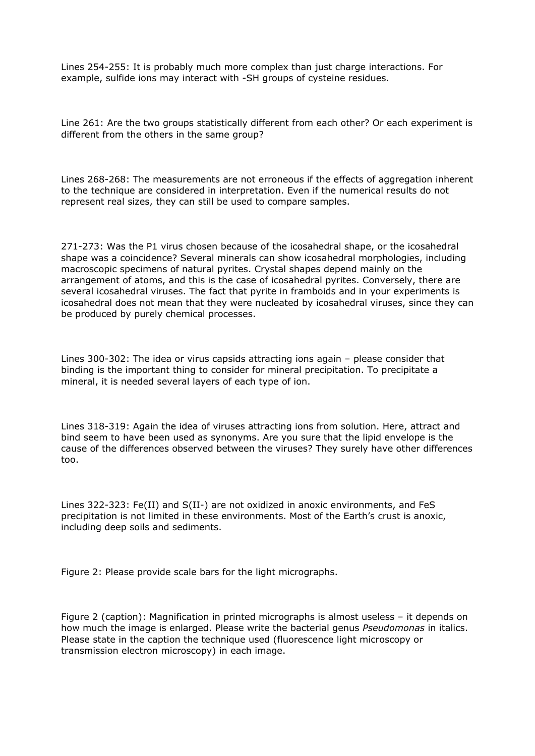Lines 254-255: It is probably much more complex than just charge interactions. For example, sulfide ions may interact with -SH groups of cysteine residues.

Line 261: Are the two groups statistically different from each other? Or each experiment is different from the others in the same group?

Lines 268-268: The measurements are not erroneous if the effects of aggregation inherent to the technique are considered in interpretation. Even if the numerical results do not represent real sizes, they can still be used to compare samples.

271-273: Was the P1 virus chosen because of the icosahedral shape, or the icosahedral shape was a coincidence? Several minerals can show icosahedral morphologies, including macroscopic specimens of natural pyrites. Crystal shapes depend mainly on the arrangement of atoms, and this is the case of icosahedral pyrites. Conversely, there are several icosahedral viruses. The fact that pyrite in framboids and in your experiments is icosahedral does not mean that they were nucleated by icosahedral viruses, since they can be produced by purely chemical processes.

Lines 300-302: The idea or virus capsids attracting ions again – please consider that binding is the important thing to consider for mineral precipitation. To precipitate a mineral, it is needed several layers of each type of ion.

Lines 318-319: Again the idea of viruses attracting ions from solution. Here, attract and bind seem to have been used as synonyms. Are you sure that the lipid envelope is the cause of the differences observed between the viruses? They surely have other differences too.

Lines 322-323: Fe(II) and S(II-) are not oxidized in anoxic environments, and FeS precipitation is not limited in these environments. Most of the Earth's crust is anoxic, including deep soils and sediments.

Figure 2: Please provide scale bars for the light micrographs.

Figure 2 (caption): Magnification in printed micrographs is almost useless – it depends on how much the image is enlarged. Please write the bacterial genus *Pseudomonas* in italics. Please state in the caption the technique used (fluorescence light microscopy or transmission electron microscopy) in each image.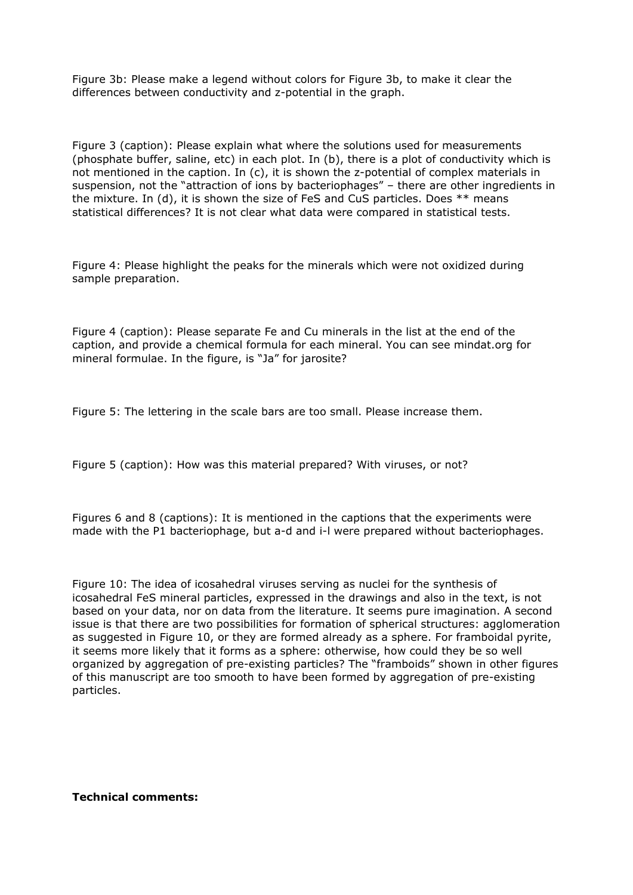Figure 3b: Please make a legend without colors for Figure 3b, to make it clear the differences between conductivity and z-potential in the graph.

Figure 3 (caption): Please explain what where the solutions used for measurements (phosphate buffer, saline, etc) in each plot. In (b), there is a plot of conductivity which is not mentioned in the caption. In (c), it is shown the z-potential of complex materials in suspension, not the "attraction of ions by bacteriophages" – there are other ingredients in the mixture. In (d), it is shown the size of FeS and CuS particles. Does ** means statistical differences? It is not clear what data were compared in statistical tests.

Figure 4: Please highlight the peaks for the minerals which were not oxidized during sample preparation.

Figure 4 (caption): Please separate Fe and Cu minerals in the list at the end of the caption, and provide a chemical formula for each mineral. You can see mindat.org for mineral formulae. In the figure, is "Ja" for jarosite?

Figure 5: The lettering in the scale bars are too small. Please increase them.

Figure 5 (caption): How was this material prepared? With viruses, or not?

Figures 6 and 8 (captions): It is mentioned in the captions that the experiments were made with the P1 bacteriophage, but a-d and i-l were prepared without bacteriophages.

Figure 10: The idea of icosahedral viruses serving as nuclei for the synthesis of icosahedral FeS mineral particles, expressed in the drawings and also in the text, is not based on your data, nor on data from the literature. It seems pure imagination. A second issue is that there are two possibilities for formation of spherical structures: agglomeration as suggested in Figure 10, or they are formed already as a sphere. For framboidal pyrite, it seems more likely that it forms as a sphere: otherwise, how could they be so well organized by aggregation of pre-existing particles? The "framboids" shown in other figures of this manuscript are too smooth to have been formed by aggregation of pre-existing particles.

**Technical comments:**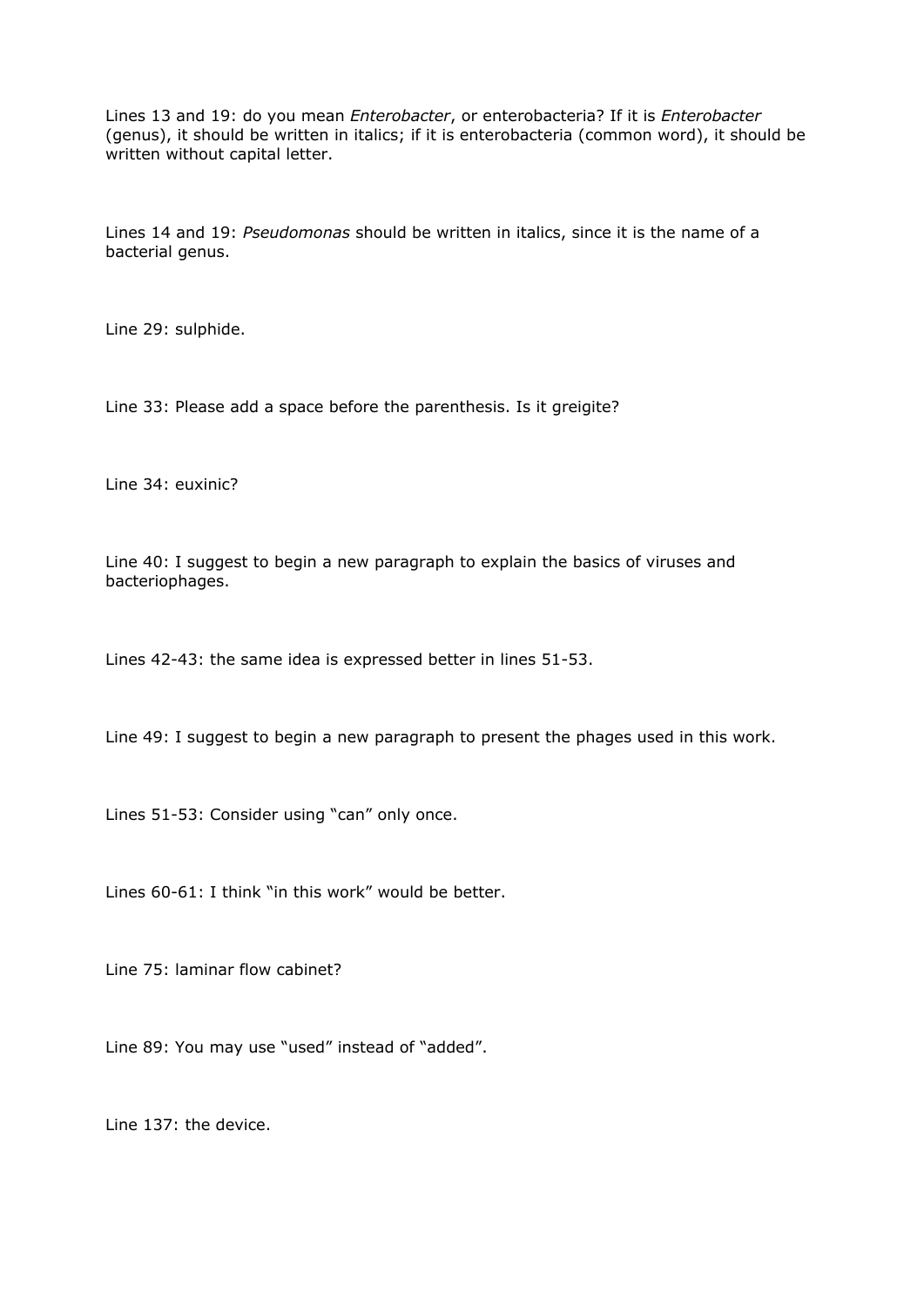Lines 13 and 19: do you mean *Enterobacter*, or enterobacteria? If it is *Enterobacter* (genus), it should be written in italics; if it is enterobacteria (common word), it should be written without capital letter.

Lines 14 and 19: *Pseudomonas* should be written in italics, since it is the name of a bacterial genus.

Line 29: sulphide.

Line 33: Please add a space before the parenthesis. Is it greigite?

Line 34: euxinic?

Line 40: I suggest to begin a new paragraph to explain the basics of viruses and bacteriophages.

Lines 42-43: the same idea is expressed better in lines 51-53.

Line 49: I suggest to begin a new paragraph to present the phages used in this work.

Lines 51-53: Consider using “can” only once.

Lines 60-61: I think “in this work” would be better.

Line 75: laminar flow cabinet?

Line 89: You may use “used” instead of “added”.

Line 137: the device.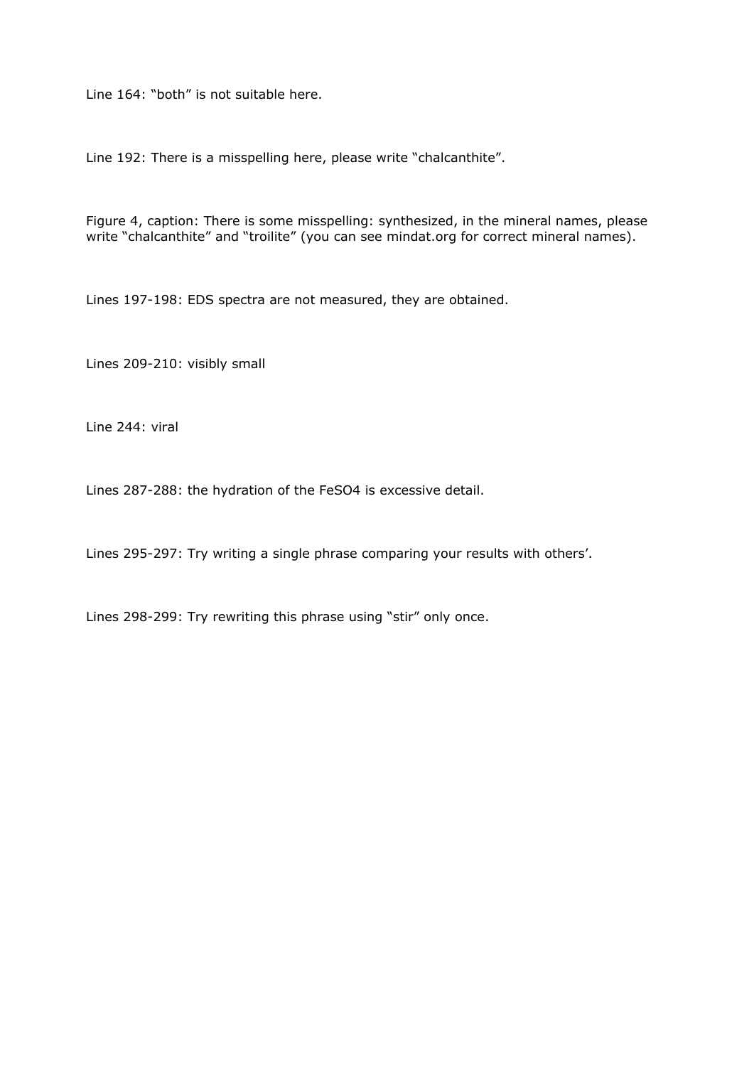Line 164: “both” is not suitable here.

Line 192: There is a misspelling here, please write “chalcanthite”.

Figure 4, caption: There is some misspelling: synthesized, in the mineral names, please write “chalcanthite” and “troilite” (you can see mindat.org for correct mineral names).

Lines 197-198: EDS spectra are not measured, they are obtained.

Lines 209-210: visibly small

Line 244: viral

Lines 287-288: the hydration of the $FeSO_4$ is excessive detail.

Lines 295-297: Try writing a single phrase comparing your results with others’.

Lines 298-299: Try rewriting this phrase using “stir” only once.